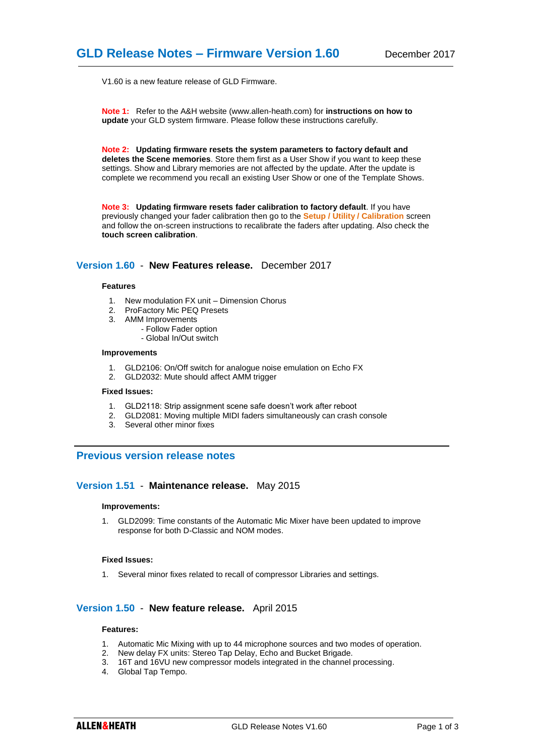# GLD Release Notes – Firmware Version 1.60

December 2017

V1.60 is a new feature release of GLD Firmware.

**Note 1:** Refer to the A&H website (www.allen-heath.com) for **instructions on how to update** your GLD system firmware. Please follow these instructions carefully.

**Note 2:** **Updating firmware resets the system parameters to factory default and deletes the Scene memories**. Store them first as a User Show if you want to keep these settings. Show and Library memories are not affected by the update. After the update is complete we recommend you recall an existing User Show or one of the Template Shows.

**Note 3:** **Updating firmware resets fader calibration to factory default**. If you have previously changed your fader calibration then go to the **Setup / Utility / Calibration** screen and follow the on-screen instructions to recalibrate the faders after updating. Also check the **touch screen calibration**.

## Version 1.60 - **New Features release.** December 2017

### Features

1. New modulation FX unit – Dimension Chorus
2. ProFactory Mic PEQ Presets
3. AMM Improvements
   - Follow Fader option
   - Global In/Out switch

### Improvements

1. GLD2106: On/Off switch for analogue noise emulation on Echo FX
2. GLD2032: Mute should affect AMM trigger

### Fixed Issues:

1. GLD2118: Strip assignment scene safe doesn't work after reboot
2. GLD2081: Moving multiple MIDI faders simultaneously can crash console
3. Several other minor fixes

## Previous version release notes

## Version 1.51 - **Maintenance release.** May 2015

### Improvements:

1. GLD2099: Time constants of the Automatic Mic Mixer have been updated to improve response for both D-Classic and NOM modes.

### Fixed Issues:

1. Several minor fixes related to recall of compressor Libraries and settings.

## Version 1.50 - **New feature release.** April 2015

### Features:

1. Automatic Mic Mixing with up to 44 microphone sources and two modes of operation.
2. New delay FX units: Stereo Tap Delay, Echo and Bucket Brigade.
3. 16T and 16VU new compressor models integrated in the channel processing.
4. Global Tap Tempo.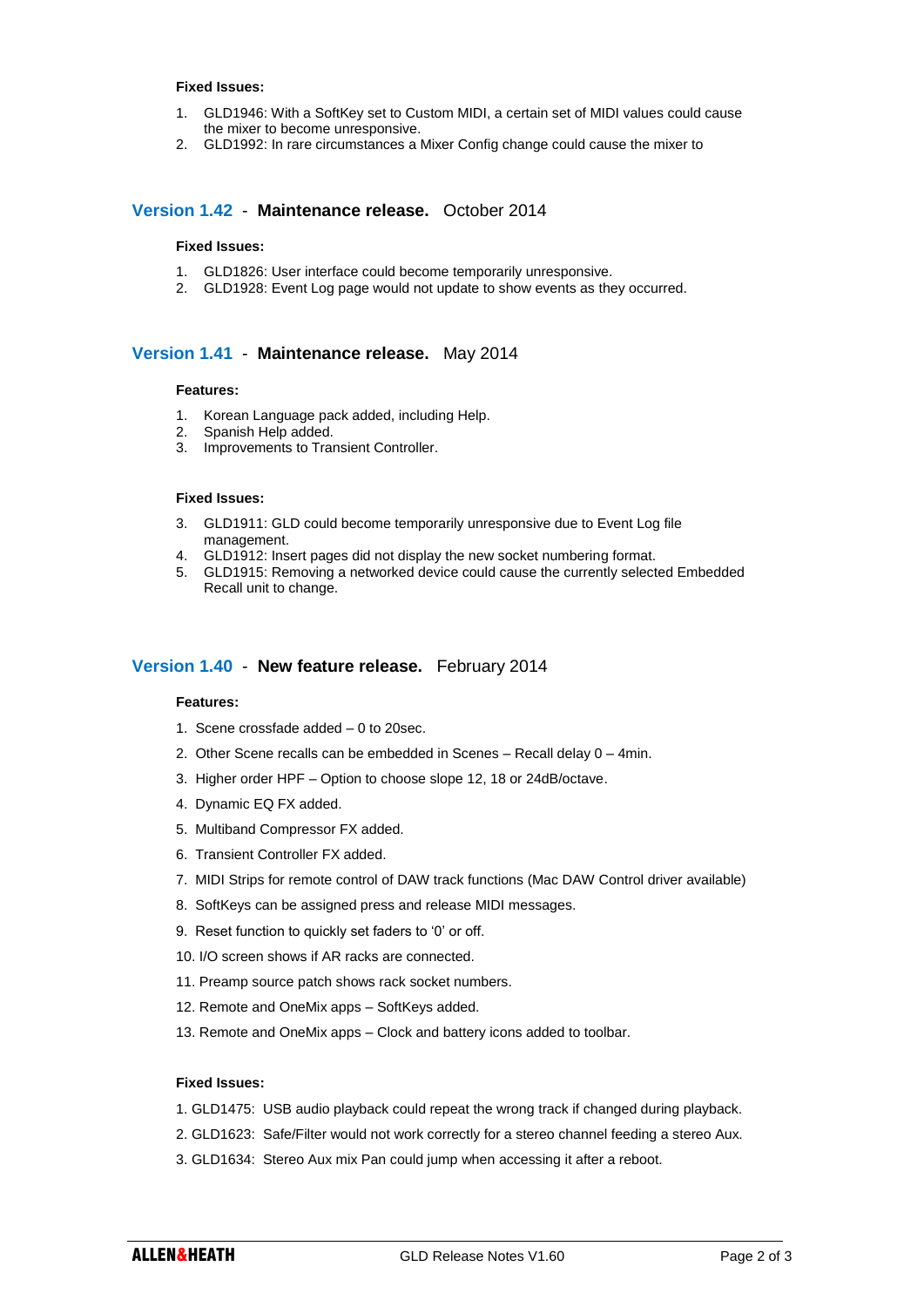**Fixed Issues:**

1. GLD1946: With a SoftKey set to Custom MIDI, a certain set of MIDI values could cause the mixer to become unresponsive.
2. GLD1992: In rare circumstances a Mixer Config change could cause the mixer to

## Version 1.42 - **Maintenance release.** October 2014

**Fixed Issues:**

1. GLD1826: User interface could become temporarily unresponsive.
2. GLD1928: Event Log page would not update to show events as they occurred.

## Version 1.41 - **Maintenance release.** May 2014

**Features:**

1. Korean Language pack added, including Help.
2. Spanish Help added.
3. Improvements to Transient Controller.

**Fixed Issues:**

3. GLD1911: GLD could become temporarily unresponsive due to Event Log file management.
4. GLD1912: Insert pages did not display the new socket numbering format.
5. GLD1915: Removing a networked device could cause the currently selected Embedded Recall unit to change.

## Version 1.40 - **New feature release.** February 2014

**Features:**

1. Scene crossfade added – 0 to 20sec.
2. Other Scene recalls can be embedded in Scenes – Recall delay 0 – 4min.
3. Higher order HPF – Option to choose slope 12, 18 or 24dB/octave.
4. Dynamic EQ FX added.
5. Multiband Compressor FX added.
6. Transient Controller FX added.
7. MIDI Strips for remote control of DAW track functions (Mac DAW Control driver available)
8. SoftKeys can be assigned press and release MIDI messages.
9. Reset function to quickly set faders to '0' or off.
10. I/O screen shows if AR racks are connected.
11. Preamp source patch shows rack socket numbers.
12. Remote and OneMix apps – SoftKeys added.
13. Remote and OneMix apps – Clock and battery icons added to toolbar.

**Fixed Issues:**

1. GLD1475: USB audio playback could repeat the wrong track if changed during playback.
2. GLD1623: Safe/Filter would not work correctly for a stereo channel feeding a stereo Aux.
3. GLD1634: Stereo Aux mix Pan could jump when accessing it after a reboot.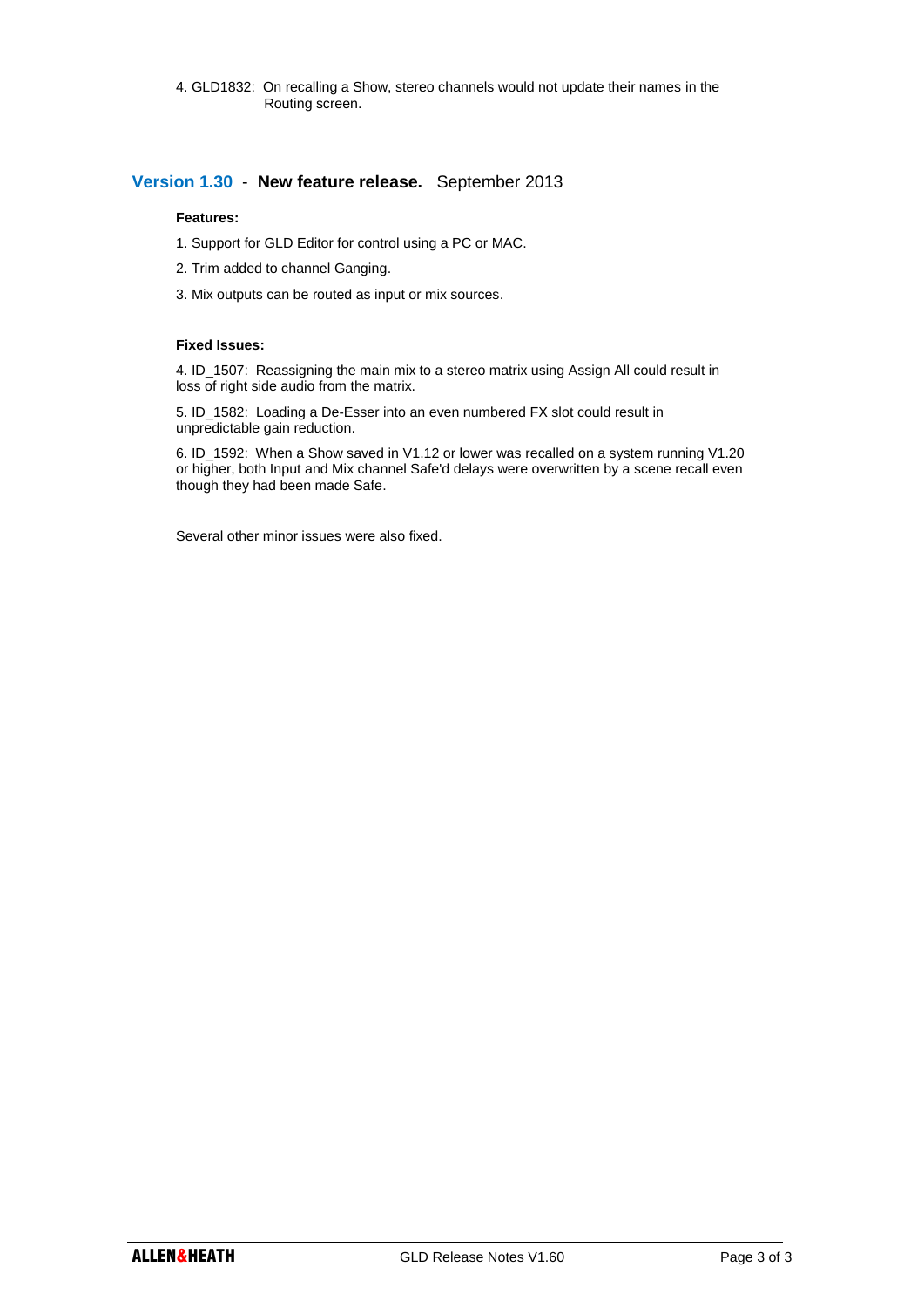4. GLD1832: On recalling a Show, stereo channels would not update their names in the Routing screen.

## Version 1.30 - **New feature release.** September 2013

**Features:**

1. Support for GLD Editor for control using a PC or MAC.

2. Trim added to channel Ganging.

3. Mix outputs can be routed as input or mix sources.

**Fixed Issues:**

4. ID_1507: Reassigning the main mix to a stereo matrix using Assign All could result in loss of right side audio from the matrix.

5. ID_1582: Loading a De-Esser into an even numbered FX slot could result in unpredictable gain reduction.

6. ID_1592: When a Show saved in V1.12 or lower was recalled on a system running V1.20 or higher, both Input and Mix channel Safe'd delays were overwritten by a scene recall even though they had been made Safe.

Several other minor issues were also fixed.